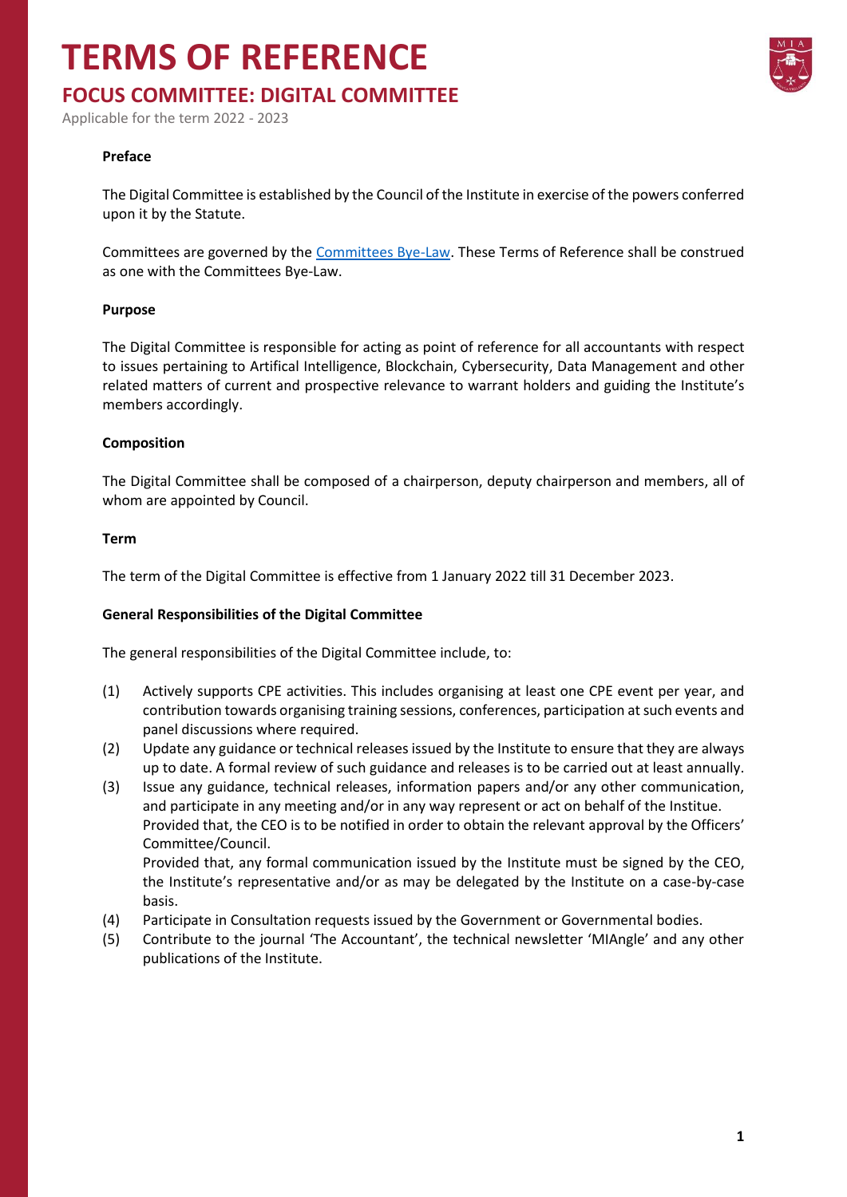# TERMS OF REFERENCE

## FOCUS COMMITTEE: DIGITAL COMMITTEE

Applicable for the term 2022 - 2023

**Preface**

The Digital Committee is established by the Council of the Institute in exercise of the powers conferred upon it by the Statute.

Committees are governed by the Committees Bye-Law. These Terms of Reference shall be construed as one with the Committees Bye-Law.

**Purpose**

The Digital Committee is responsible for acting as point of reference for all accountants with respect to issues pertaining to Artifical Intelligence, Blockchain, Cybersecurity, Data Management and other related matters of current and prospective relevance to warrant holders and guiding the Institute's members accordingly.

**Composition**

The Digital Committee shall be composed of a chairperson, deputy chairperson and members, all of whom are appointed by Council.

**Term**

The term of the Digital Committee is effective from 1 January 2022 till 31 December 2023.

**General Responsibilities of the Digital Committee**

The general responsibilities of the Digital Committee include, to:

(1) Actively supports CPE activities. This includes organising at least one CPE event per year, and contribution towards organising training sessions, conferences, participation at such events and panel discussions where required.

(2) Update any guidance or technical releases issued by the Institute to ensure that they are always up to date. A formal review of such guidance and releases is to be carried out at least annually.

(3) Issue any guidance, technical releases, information papers and/or any other communication, and participate in any meeting and/or in any way represent or act on behalf of the Institue.
Provided that, the CEO is to be notified in order to obtain the relevant approval by the Officers' Committee/Council.
Provided that, any formal communication issued by the Institute must be signed by the CEO, the Institute's representative and/or as may be delegated by the Institute on a case-by-case basis.

(4) Participate in Consultation requests issued by the Government or Governmental bodies.

(5) Contribute to the journal 'The Accountant', the technical newsletter 'MIAngle' and any other publications of the Institute.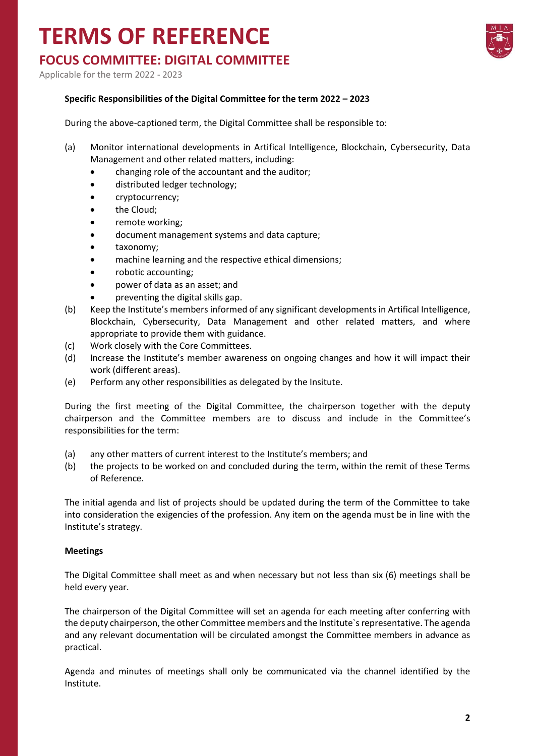# TERMS OF REFERENCE

## FOCUS COMMITTEE: DIGITAL COMMITTEE

Applicable for the term 2022 - 2023

**Specific Responsibilities of the Digital Committee for the term 2022 – 2023**

During the above-captioned term, the Digital Committee shall be responsible to:

(a) Monitor international developments in Artifical Intelligence, Blockchain, Cybersecurity, Data Management and other related matters, including:
- changing role of the accountant and the auditor;
- distributed ledger technology;
- cryptocurrency;
- the Cloud;
- remote working;
- document management systems and data capture;
- taxonomy;
- machine learning and the respective ethical dimensions;
- robotic accounting;
- power of data as an asset; and
- preventing the digital skills gap.

(b) Keep the Institute's members informed of any significant developments in Artifical Intelligence, Blockchain, Cybersecurity, Data Management and other related matters, and where appropriate to provide them with guidance.

(c) Work closely with the Core Committees.

(d) Increase the Institute's member awareness on ongoing changes and how it will impact their work (different areas).

(e) Perform any other responsibilities as delegated by the Insitute.

During the first meeting of the Digital Committee, the chairperson together with the deputy chairperson and the Committee members are to discuss and include in the Committee's responsibilities for the term:

(a) any other matters of current interest to the Institute's members; and

(b) the projects to be worked on and concluded during the term, within the remit of these Terms of Reference.

The initial agenda and list of projects should be updated during the term of the Committee to take into consideration the exigencies of the profession. Any item on the agenda must be in line with the Institute's strategy.

**Meetings**

The Digital Committee shall meet as and when necessary but not less than six (6) meetings shall be held every year.

The chairperson of the Digital Committee will set an agenda for each meeting after conferring with the deputy chairperson, the other Committee members and the Institute`s representative. The agenda and any relevant documentation will be circulated amongst the Committee members in advance as practical.

Agenda and minutes of meetings shall only be communicated via the channel identified by the Institute.